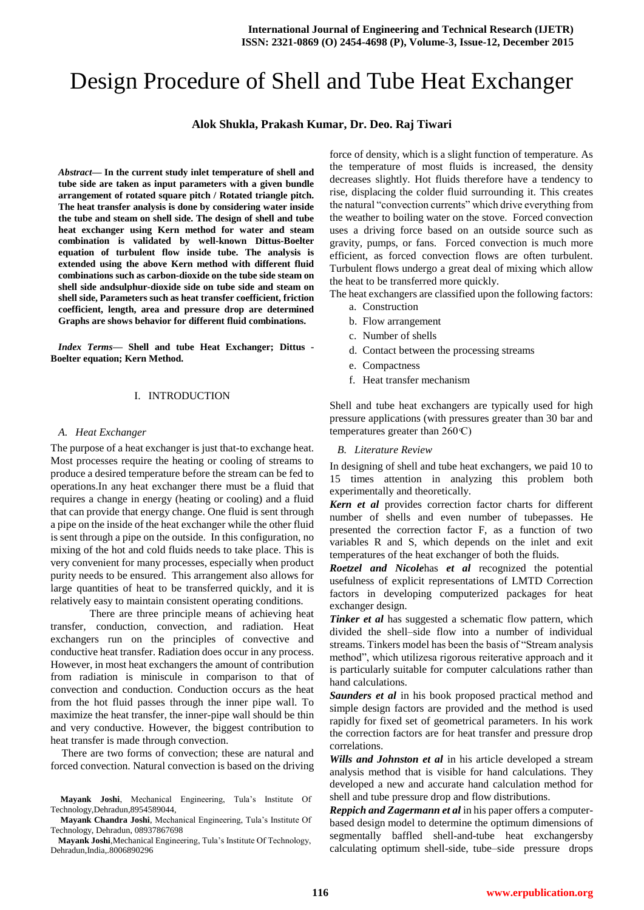# Design Procedure of Shell and Tube Heat Exchanger

**Alok Shukla, Prakash Kumar, Dr. Deo. Raj Tiwari**

***Abstract*— In the current study inlet temperature of shell and tube side are taken as input parameters with a given bundle arrangement of rotated square pitch / Rotated triangle pitch. The heat transfer analysis is done by considering water inside the tube and steam on shell side. The design of shell and tube heat exchanger using Kern method for water and steam combination is validated by well-known Dittus-Boelter equation of turbulent flow inside tube. The analysis is extended using the above Kern method with different fluid combinations such as carbon-dioxide on the tube side steam on shell side andsulphur-dioxide side on tube side and steam on shell side, Parameters such as heat transfer coefficient, friction coefficient, length, area and pressure drop are determined Graphs are shows behavior for different fluid combinations.**

***Index Terms*— Shell and tube Heat Exchanger; Dittus - Boelter equation; Kern Method.**

## I. INTRODUCTION

### *A. Heat Exchanger*

The purpose of a heat exchanger is just that-to exchange heat. Most processes require the heating or cooling of streams to produce a desired temperature before the stream can be fed to operations.In any heat exchanger there must be a fluid that requires a change in energy (heating or cooling) and a fluid that can provide that energy change. One fluid is sent through a pipe on the inside of the heat exchanger while the other fluid is sent through a pipe on the outside. In this configuration, no mixing of the hot and cold fluids needs to take place. This is very convenient for many processes, especially when product purity needs to be ensured. This arrangement also allows for large quantities of heat to be transferred quickly, and it is relatively easy to maintain consistent operating conditions.

There are three principle means of achieving heat transfer, conduction, convection, and radiation. Heat exchangers run on the principles of convective and conductive heat transfer. Radiation does occur in any process. However, in most heat exchangers the amount of contribution from radiation is miniscule in comparison to that of convection and conduction. Conduction occurs as the heat from the hot fluid passes through the inner pipe wall. To maximize the heat transfer, the inner-pipe wall should be thin and very conductive. However, the biggest contribution to heat transfer is made through convection.

There are two forms of convection; these are natural and forced convection. Natural convection is based on the driving force of density, which is a slight function of temperature. As the temperature of most fluids is increased, the density decreases slightly. Hot fluids therefore have a tendency to rise, displacing the colder fluid surrounding it. This creates the natural "convection currents" which drive everything from the weather to boiling water on the stove. Forced convection uses a driving force based on an outside source such as gravity, pumps, or fans. Forced convection is much more efficient, as forced convection flows are often turbulent. Turbulent flows undergo a great deal of mixing which allow the heat to be transferred more quickly.

The heat exchangers are classified upon the following factors:

a. Construction
b. Flow arrangement
c. Number of shells
d. Contact between the processing streams
e. Compactness
f. Heat transfer mechanism

Shell and tube heat exchangers are typically used for high pressure applications (with pressures greater than 30 bar and temperatures greater than 260°C)

### *B. Literature Review*

In designing of shell and tube heat exchangers, we paid 10 to 15 times attention in analyzing this problem both experimentally and theoretically.

***Kern et al*** provides correction factor charts for different number of shells and even number of tubepasses. He presented the correction factor F, as a function of two variables R and S, which depends on the inlet and exit temperatures of the heat exchanger of both the fluids.

***Roetzel and Nicole***has ***et al*** recognized the potential usefulness of explicit representations of LMTD Correction factors in developing computerized packages for heat exchanger design.

***Tinker et al*** has suggested a schematic flow pattern, which divided the shell–side flow into a number of individual streams. Tinkers model has been the basis of "Stream analysis method", which utilizesa rigorous reiterative approach and it is particularly suitable for computer calculations rather than hand calculations.

***Saunders et al*** in his book proposed practical method and simple design factors are provided and the method is used rapidly for fixed set of geometrical parameters. In his work the correction factors are for heat transfer and pressure drop correlations.

***Wills and Johnston et al*** in his article developed a stream analysis method that is visible for hand calculations. They developed a new and accurate hand calculation method for shell and tube pressure drop and flow distributions.

***Reppich and Zagermann et al*** in his paper offers a computer-based design model to determine the optimum dimensions of segmentally baffled shell-and-tube heat exchangersby calculating optimum shell-side, tube–side pressure drops

**Mayank Joshi**, Mechanical Engineering, Tula's Institute Of Technology,Dehradun,8954589044,

**Mayank Chandra Joshi**, Mechanical Engineering, Tula's Institute Of Technology, Dehradun, 08937867698

**Mayank Joshi**,Mechanical Engineering, Tula's Institute Of Technology, Dehradun,India,.8006890296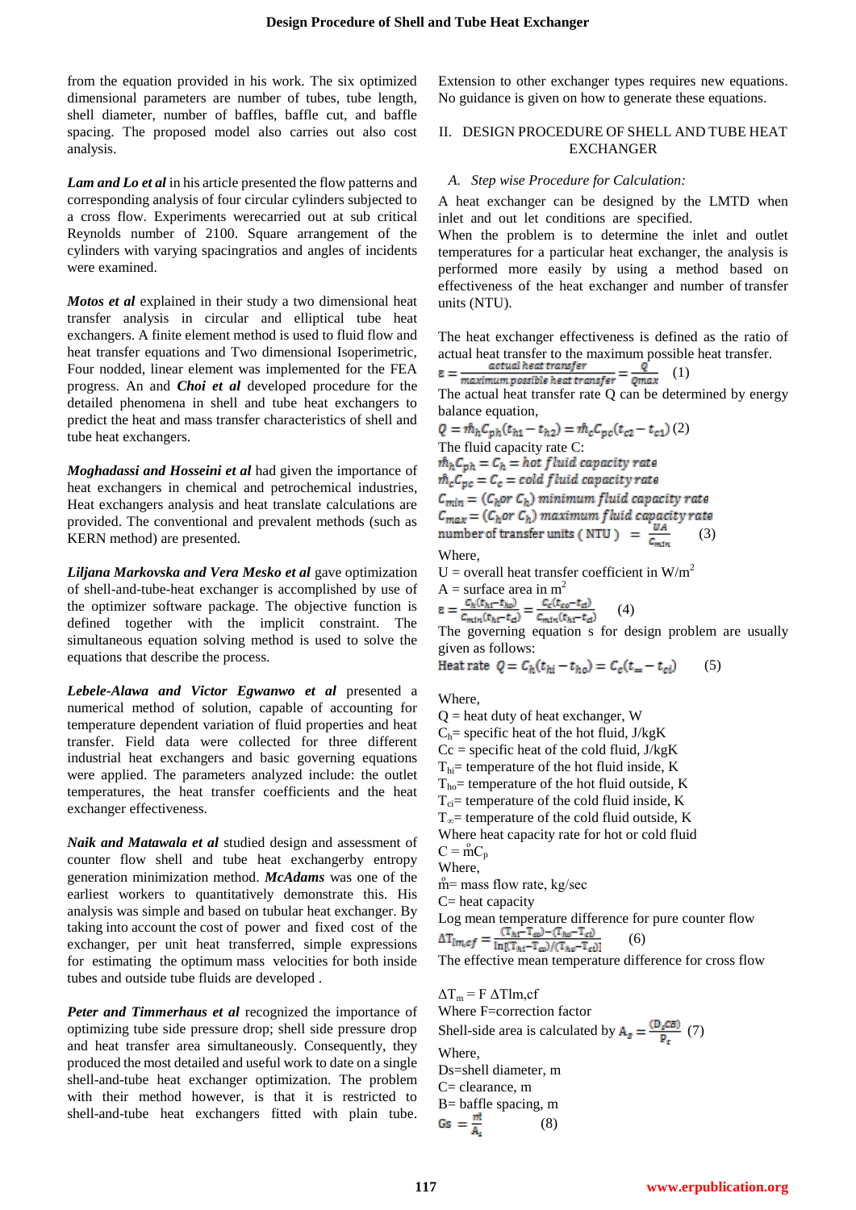from the equation provided in his work. The six optimized dimensional parameters are number of tubes, tube length, shell diameter, number of baffles, baffle cut, and baffle spacing. The proposed model also carries out also cost analysis.

***Lam and Lo et al*** in his article presented the flow patterns and corresponding analysis of four circular cylinders subjected to a cross flow. Experiments werecarried out at sub critical Reynolds number of 2100. Square arrangement of the cylinders with varying spacingratios and angles of incidents were examined.

***Motos et al*** explained in their study a two dimensional heat transfer analysis in circular and elliptical tube heat exchangers. A finite element method is used to fluid flow and heat transfer equations and Two dimensional Isoperimetric, Four nodded, linear element was implemented for the FEA progress. An and ***Choi et al*** developed procedure for the detailed phenomena in shell and tube heat exchangers to predict the heat and mass transfer characteristics of shell and tube heat exchangers.

***Moghadassi and Hosseini et al*** had given the importance of heat exchangers in chemical and petrochemical industries, Heat exchangers analysis and heat translate calculations are provided. The conventional and prevalent methods (such as KERN method) are presented.

***Liljana Markovska and Vera Mesko et al*** gave optimization of shell-and-tube-heat exchanger is accomplished by use of the optimizer software package. The objective function is defined together with the implicit constraint. The simultaneous equation solving method is used to solve the equations that describe the process.

***Lebele-Alawa and Victor Egwanwo et al*** presented a numerical method of solution, capable of accounting for temperature dependent variation of fluid properties and heat transfer. Field data were collected for three different industrial heat exchangers and basic governing equations were applied. The parameters analyzed include: the outlet temperatures, the heat transfer coefficients and the heat exchanger effectiveness.

***Naik and Matawala et al*** studied design and assessment of counter flow shell and tube heat exchangerby entropy generation minimization method. ***McAdams*** was one of the earliest workers to quantitatively demonstrate this. His analysis was simple and based on tubular heat exchanger. By taking into account the cost of power and fixed cost of the exchanger, per unit heat transferred, simple expressions for estimating the optimum mass velocities for both inside tubes and outside tube fluids are developed .

***Peter and Timmerhaus et al*** recognized the importance of optimizing tube side pressure drop; shell side pressure drop and heat transfer area simultaneously. Consequently, they produced the most detailed and useful work to date on a single shell-and-tube heat exchanger optimization. The problem with their method however, is that it is restricted to shell-and-tube heat exchangers fitted with plain tube. Extension to other exchanger types requires new equations. No guidance is given on how to generate these equations.

## II. DESIGN PROCEDURE OF SHELL AND TUBE HEAT EXCHANGER

### *A. Step wise Procedure for Calculation:*

A heat exchanger can be designed by the LMTD when inlet and out let conditions are specified.
When the problem is to determine the inlet and outlet temperatures for a particular heat exchanger, the analysis is performed more easily by using a method based on effectiveness of the heat exchanger and number of transfer units (NTU).

The heat exchanger effectiveness is defined as the ratio of actual heat transfer to the maximum possible heat transfer.

$$\varepsilon = \frac{\text{actual heat transfer}}{\text{maximum possible heat transfer}} = \frac{Q}{Q_{max}} \quad (1)$$

The actual heat transfer rate Q can be determined by energy balance equation,

$$Q = \dot{m}_h C_{ph}(t_{h1} - t_{h2}) = \dot{m}_c C_{pc}(t_{c2} - t_{c1}) \quad (2)$$

The fluid capacity rate C:

$\dot{m}_h C_{ph} = C_h = \text{hot fluid capacity rate}$

$\dot{m}_c C_{pc} = C_c = \text{cold fluid capacity rate}$

$C_{min} = (C_h or\ C_h)\ \text{minimum fluid capacity rate}$

$C_{max} = (C_h or\ C_h)\ \text{maximum fluid capacity rate}$

$$\text{number of transfer units (NTU)} = \frac{UA}{C_{min}} \quad (3)$$

Where,

U = overall heat transfer coefficient in $W/m^2$

A = surface area in $m^2$

$$\varepsilon = \frac{C_h(t_{hi} - t_{ho})}{C_{min}(t_{hi} - t_{ci})} = \frac{C_c(t_{co} - t_{ci})}{C_{min}(t_{hi} - t_{ci})} \quad (4)$$

The governing equation s for design problem are usually given as follows:

$$\text{Heat rate } Q = C_h(t_{hi} - t_{ho}) = C_c(t_{\infty} - t_{ci}) \quad (5)$$

Where,

Q = heat duty of heat exchanger, W

$C_h$= specific heat of the hot fluid, J/kgK

Cc = specific heat of the cold fluid, J/kgK

$T_{hi}$= temperature of the hot fluid inside, K

$T_{ho}$= temperature of the hot fluid outside, K

$T_{ci}$= temperature of the cold fluid inside, K

$T_{\infty}$= temperature of the cold fluid outside, K

Where heat capacity rate for hot or cold fluid

$C = \dot{m}C_p$

Where,

$\dot{m}$= mass flow rate, kg/sec

C= heat capacity

Log mean temperature difference for pure counter flow

$$\Delta T_{lm,cf} = \frac{(T_{hi} - T_{co}) - (T_{ho} - T_{ci})}{\ln[(T_{hi} - T_{co})/(T_{ho} - T_{ci})]} \quad (6)$$

The effective mean temperature difference for cross flow

$\Delta T_m = F\ \Delta Tlm,cf$

Where F=correction factor

Shell-side area is calculated by $A_s = \frac{(D_s CB)}{P_r}$ (7)

Where,

Ds=shell diameter, m

C= clearance, m

B= baffle spacing, m

$$Gs = \frac{\dot{m}}{A_s} \quad (8)$$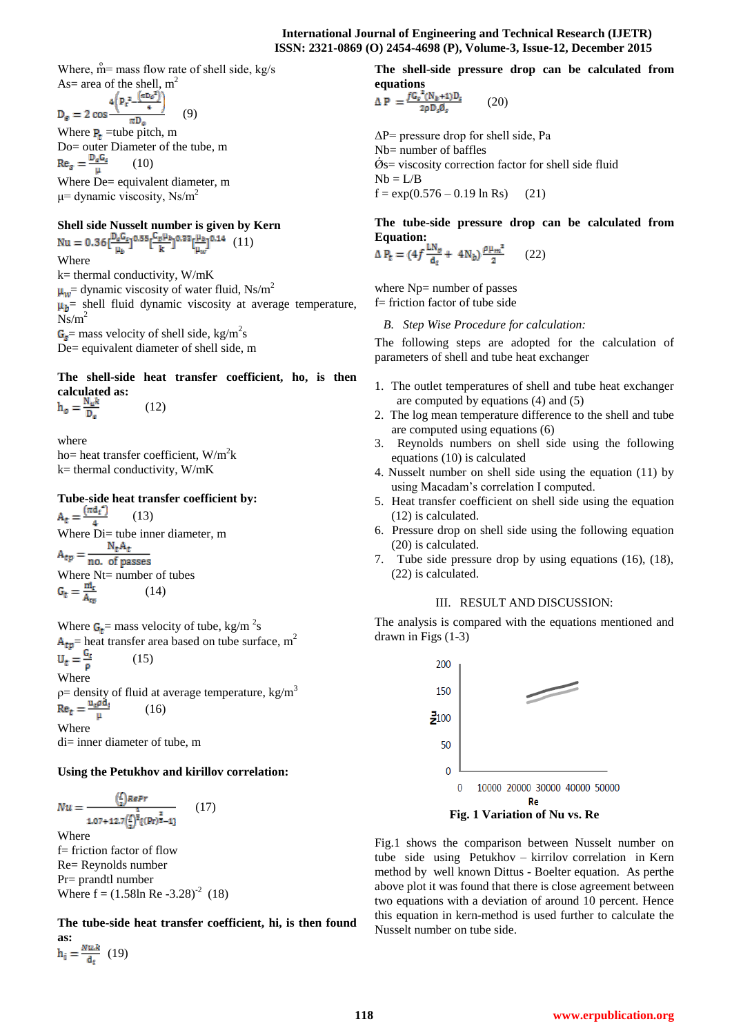Where, $\dot{m}$= mass flow rate of shell side, kg/s
As= area of the shell, $m^2$

$$D_e = 2\cos\frac{4\left(P_t^2 - \frac{(\pi D_o^2)}{4}\right)}{\pi D_o} \quad (9)$$

Where $P_t$ =tube pitch, m
Do= outer Diameter of the tube, m

$$Re_s = \frac{D_e G_s}{\mu} \quad (10)$$

Where De= equivalent diameter, m
μ= dynamic viscosity, $Ns/m^2$

**Shell side Nusselt number is given by Kern**

$$Nu = 0.36\left[\frac{D_e G_s}{\mu_b}\right]^{0.55}\left[\frac{C_p \mu_b}{k}\right]^{0.33}\left[\frac{\mu_b}{\mu_w}\right]^{0.14} \quad (11)$$

Where
k= thermal conductivity, W/mK
$\mu_w$= dynamic viscosity of water fluid, $Ns/m^2$
$\mu_b$= shell fluid dynamic viscosity at average temperature, $Ns/m^2$
$G_s$= mass velocity of shell side, $kg/m^2s$
De= equivalent diameter of shell side, m

**The shell-side heat transfer coefficient, ho, is then calculated as:**

$$h_o = \frac{N_u k}{D_e} \quad (12)$$

where
ho= heat transfer coefficient, $W/m^2k$
k= thermal conductivity, W/mK

**Tube-side heat transfer coefficient by:**

$$A_t = \frac{(\pi d_i^2)}{4} \quad (13)$$

Where Di= tube inner diameter, m

$$A_{tp} = \frac{N_t A_t}{\text{no. of passes}}$$

Where Nt= number of tubes

$$G_t = \frac{\dot{m}_t}{A_{tp}} \quad (14)$$

Where $G_t$= mass velocity of tube, $kg/m^2s$
$A_{tp}$= heat transfer area based on tube surface, $m^2$

$$U_t = \frac{G_t}{\rho} \quad (15)$$

Where
ρ= density of fluid at average temperature, $kg/m^3$

$$Re_t = \frac{u_t \rho d_i}{\mu} \quad (16)$$

Where
di= inner diameter of tube, m

**Using the Petukhov and kirillov correlation:**

$$Nu = \frac{\left(\frac{f}{2}\right) RePr}{1.07 + 12.7\left(\frac{f}{2}\right)^{\frac{1}{2}}\left((Pr)^{\frac{2}{3}} - 1\right)} \quad (17)$$

Where
f= friction factor of flow
Re= Reynolds number
Pr= prandtl number
Where f = $(1.58\ln Re - 3.28)^{-2}$ (18)

**The tube-side heat transfer coefficient, hi, is then found as:**

$$h_i = \frac{Nu_t k}{d_i} \quad (19)$$

**The shell-side pressure drop can be calculated from equations**

$$\Delta P = \frac{f G_s^2 (N_b + 1) D_s}{2\rho D_e \phi_s} \quad (20)$$

ΔP= pressure drop for shell side, Pa
Nb= number of baffles
 Øs= viscosity correction factor for shell side fluid
Nb = L/B
f = exp(0.576 – 0.19 ln Rs) (21)

**The tube-side pressure drop can be calculated from Equation:**

$$\Delta P_t = \left(4f\frac{LN_p}{d_i} + 4N_p\right)\frac{\rho u_m^2}{2} \quad (22)$$

where Np= number of passes
f= friction factor of tube side

*B. Step Wise Procedure for calculation:*

The following steps are adopted for the calculation of parameters of shell and tube heat exchanger

1. The outlet temperatures of shell and tube heat exchanger are computed by equations (4) and (5)
2. The log mean temperature difference to the shell and tube are computed using equations (6)
3. Reynolds numbers on shell side using the following equations (10) is calculated
4. Nusselt number on shell side using the equation (11) by using Macadam's correlation I computed.
5. Heat transfer coefficient on shell side using the equation (12) is calculated.
6. Pressure drop on shell side using the following equation (20) is calculated.
7. Tube side pressure drop by using equations (16), (18), (22) is calculated.

## III. RESULT AND DISCUSSION:

The analysis is compared with the equations mentioned and drawn in Figs (1-3)

Fig. 1 Variation of Nu vs. Re

Fig.1 shows the comparison between Nusselt number on tube side using Petukhov – kirrilov correlation in Kern method by well known Dittus - Boelter equation. As perthe above plot it was found that there is close agreement between two equations with a deviation of around 10 percent. Hence this equation in kern-method is used further to calculate the Nusselt number on tube side.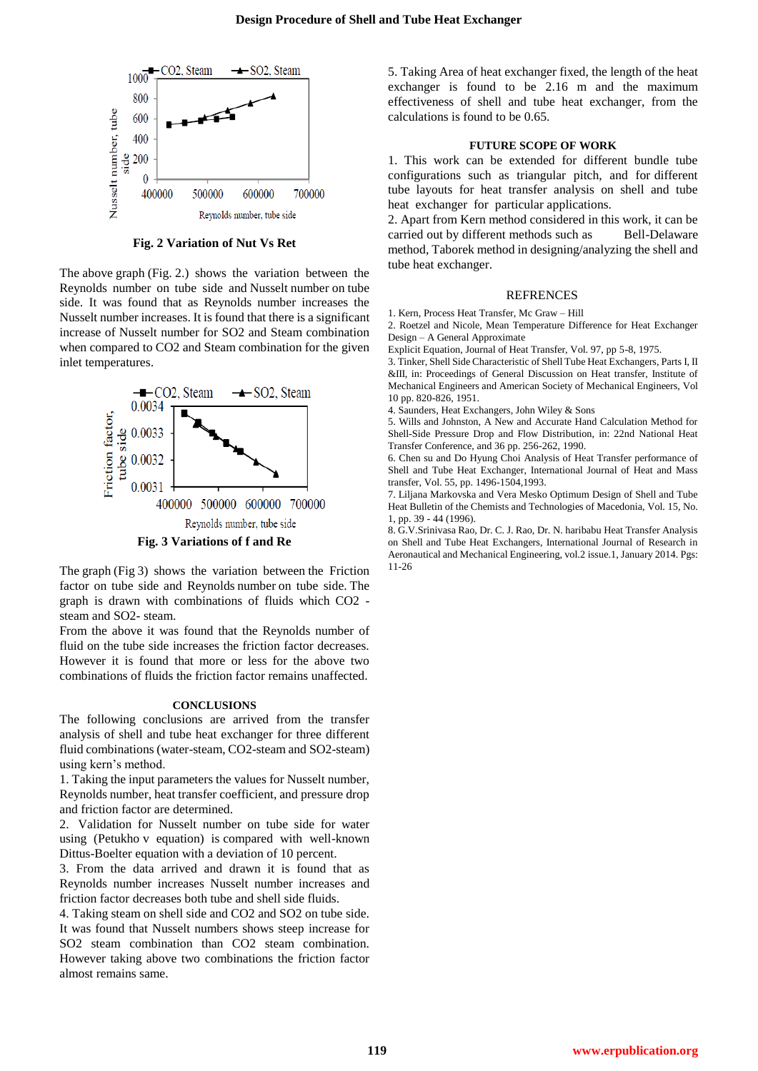CO2, Steam
SO2, Steam

Nusselt number, tube side

1000
800
600
400
200
0

400000 500000 600000 700000

Reynolds number, tube side

**Fig. 2 Variation of Nut Vs Ret**

The above graph (Fig. 2.) shows the variation between the Reynolds number on tube side and Nusselt number on tube side. It was found that as Reynolds number increases the Nusselt number increases. It is found that there is a significant increase of Nusselt number for SO2 and Steam combination when compared to CO2 and Steam combination for the given inlet temperatures.

CO2, Steam
SO2, Steam

Friction factor, tube side

0.0034
0.0033
0.0032
0.0031

400000 500000 600000 700000

Reynolds number, tube side

**Fig. 3 Variations of f and Re**

The graph (Fig 3) shows the variation between the Friction factor on tube side and Reynolds number on tube side. The graph is drawn with combinations of fluids which CO2 - steam and SO2- steam.

From the above it was found that the Reynolds number of fluid on the tube side increases the friction factor decreases. However it is found that more or less for the above two combinations of fluids the friction factor remains unaffected.

## CONCLUSIONS

The following conclusions are arrived from the transfer analysis of shell and tube heat exchanger for three different fluid combinations (water-steam, CO2-steam and SO2-steam) using kern's method.

1. Taking the input parameters the values for Nusselt number, Reynolds number, heat transfer coefficient, and pressure drop and friction factor are determined.
2. Validation for Nusselt number on tube side for water using (Petukho v equation) is compared with well-known Dittus-Boelter equation with a deviation of 10 percent.
3. From the data arrived and drawn it is found that as Reynolds number increases Nusselt number increases and friction factor decreases both tube and shell side fluids.
4. Taking steam on shell side and CO2 and SO2 on tube side. It was found that Nusselt numbers shows steep increase for SO2 steam combination than CO2 steam combination. However taking above two combinations the friction factor almost remains same.
5. Taking Area of heat exchanger fixed, the length of the heat exchanger is found to be 2.16 m and the maximum effectiveness of shell and tube heat exchanger, from the calculations is found to be 0.65.

## FUTURE SCOPE OF WORK

1. This work can be extended for different bundle tube configurations such as triangular pitch, and for different tube layouts for heat transfer analysis on shell and tube heat exchanger for particular applications.
2. Apart from Kern method considered in this work, it can be carried out by different methods such as Bell-Delaware method, Taborek method in designing/analyzing the shell and tube heat exchanger.

## REFRENCES

1. Kern, Process Heat Transfer, Mc Graw – Hill
2. Roetzel and Nicole, Mean Temperature Difference for Heat Exchanger Design – A General Approximate Explicit Equation, Journal of Heat Transfer, Vol. 97, pp 5-8, 1975.
3. Tinker, Shell Side Characteristic of Shell Tube Heat Exchangers, Parts I, II &III, in: Proceedings of General Discussion on Heat transfer, Institute of Mechanical Engineers and American Society of Mechanical Engineers, Vol 10 pp. 820-826, 1951.
4. Saunders, Heat Exchangers, John Wiley & Sons
5. Wills and Johnston, A New and Accurate Hand Calculation Method for Shell-Side Pressure Drop and Flow Distribution, in: 22nd National Heat Transfer Conference, and 36 pp. 256-262, 1990.
6. Chen su and Do Hyung Choi Analysis of Heat Transfer performance of Shell and Tube Heat Exchanger, International Journal of Heat and Mass transfer, Vol. 55, pp. 1496-1504,1993.
7. Liljana Markovska and Vera Mesko Optimum Design of Shell and Tube Heat Bulletin of the Chemists and Technologies of Macedonia, Vol. 15, No. 1, pp. 39 - 44 (1996).
8. G.V.Srinivasa Rao, Dr. C. J. Rao, Dr. N. haribabu Heat Transfer Analysis on Shell and Tube Heat Exchangers, International Journal of Research in Aeronautical and Mechanical Engineering, vol.2 issue.1, January 2014. Pgs: 11-26